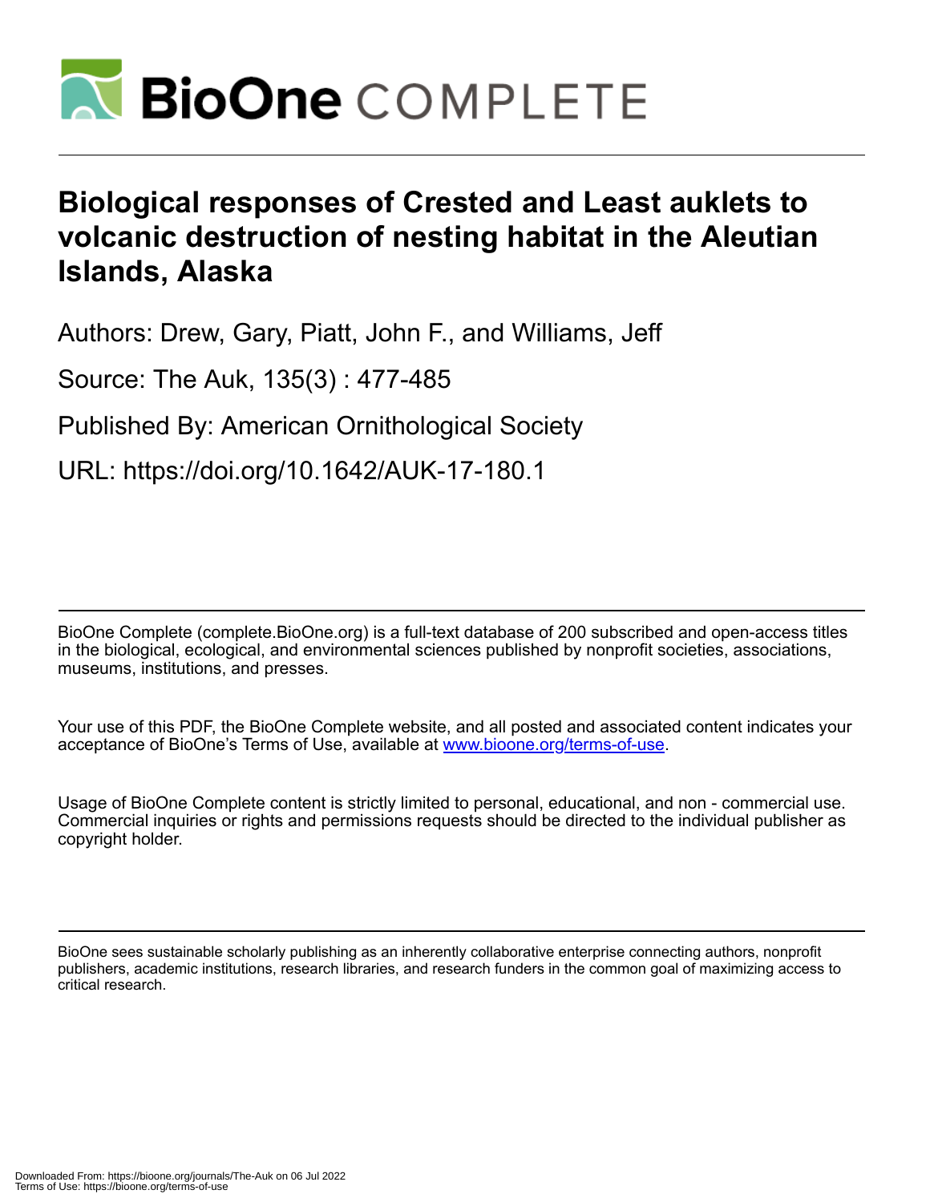# Biological responses of Crested and Least auklets to volcanic destruction of nesting habitat in the Aleutian Islands, Alaska

Authors: Drew, Gary, Piatt, John F., and Williams, Jeff

Source: The Auk, 135(3) : 477-485

Published By: American Ornithological Society

URL: https://doi.org/10.1642/AUK-17-180.1

BioOne Complete (complete.BioOne.org) is a full-text database of 200 subscribed and open-access titles in the biological, ecological, and environmental sciences published by nonprofit societies, associations, museums, institutions, and presses.

Your use of this PDF, the BioOne Complete website, and all posted and associated content indicates your acceptance of BioOne's Terms of Use, available at www.bioone.org/terms-of-use.

Usage of BioOne Complete content is strictly limited to personal, educational, and non - commercial use. Commercial inquiries or rights and permissions requests should be directed to the individual publisher as copyright holder.

BioOne sees sustainable scholarly publishing as an inherently collaborative enterprise connecting authors, nonprofit publishers, academic institutions, research libraries, and research funders in the common goal of maximizing access to critical research.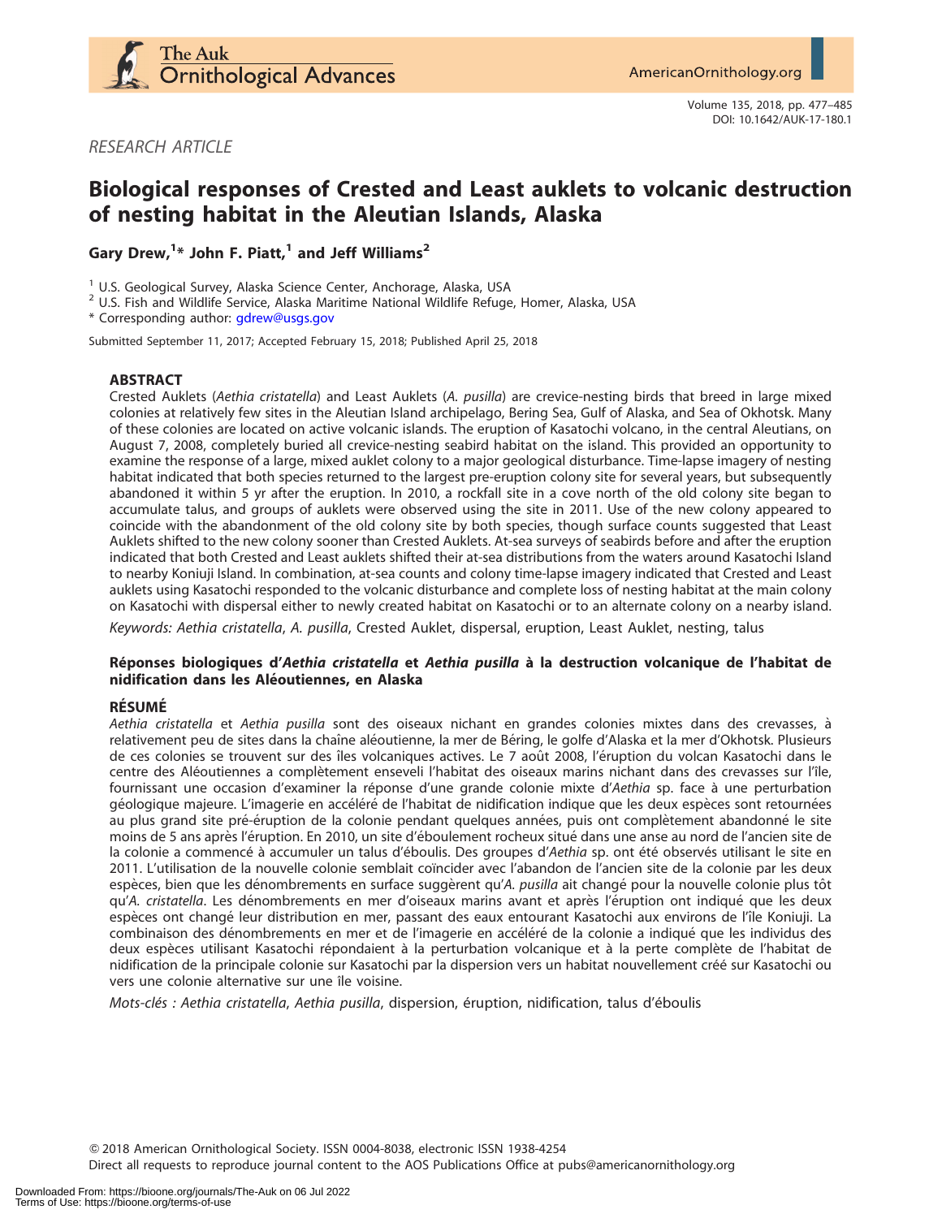*RESEARCH ARTICLE*

# Biological responses of Crested and Least auklets to volcanic destruction of nesting habitat in the Aleutian Islands, Alaska

**Gary Drew,[1]* John F. Piatt,[1] and Jeff Williams[2]**

[1] U.S. Geological Survey, Alaska Science Center, Anchorage, Alaska, USA

[2] U.S. Fish and Wildlife Service, Alaska Maritime National Wildlife Refuge, Homer, Alaska, USA

* Corresponding author: gdrew@usgs.gov

Submitted September 11, 2017; Accepted February 15, 2018; Published April 25, 2018

## ABSTRACT

Crested Auklets (*Aethia cristatella*) and Least Auklets (*A. pusilla*) are crevice-nesting birds that breed in large mixed colonies at relatively few sites in the Aleutian Island archipelago, Bering Sea, Gulf of Alaska, and Sea of Okhotsk. Many of these colonies are located on active volcanic islands. The eruption of Kasatochi volcano, in the central Aleutians, on August 7, 2008, completely buried all crevice-nesting seabird habitat on the island. This provided an opportunity to examine the response of a large, mixed auklet colony to a major geological disturbance. Time-lapse imagery of nesting habitat indicated that both species returned to the largest pre-eruption colony site for several years, but subsequently abandoned it within 5 yr after the eruption. In 2010, a rockfall site in a cove north of the old colony site began to accumulate talus, and groups of auklets were observed using the site in 2011. Use of the new colony appeared to coincide with the abandonment of the old colony site by both species, though surface counts suggested that Least Auklets shifted to the new colony sooner than Crested Auklets. At-sea surveys of seabirds before and after the eruption indicated that both Crested and Least auklets shifted their at-sea distributions from the waters around Kasatochi Island to nearby Koniuji Island. In combination, at-sea counts and colony time-lapse imagery indicated that Crested and Least auklets using Kasatochi responded to the volcanic disturbance and complete loss of nesting habitat at the main colony on Kasatochi with dispersal either to newly created habitat on Kasatochi or to an alternate colony on a nearby island.

*Keywords: Aethia cristatella*, *A. pusilla*, Crested Auklet, dispersal, eruption, Least Auklet, nesting, talus

### Réponses biologiques d'*Aethia cristatella* et *Aethia pusilla* à la destruction volcanique de l'habitat de nidification dans les Aléoutiennes, en Alaska

## RÉSUMÉ

*Aethia cristatella* et *Aethia pusilla* sont des oiseaux nichant en grandes colonies mixtes dans des crevasses, à relativement peu de sites dans la chaîne aléoutienne, la mer de Béring, le golfe d'Alaska et la mer d'Okhotsk. Plusieurs de ces colonies se trouvent sur des îles volcaniques actives. Le 7 août 2008, l'éruption du volcan Kasatochi dans le centre des Aléoutiennes a complètement enseveli l'habitat des oiseaux marins nichant dans des crevasses sur l'île, fournissant une occasion d'examiner la réponse d'une grande colonie mixte d'*Aethia* sp. face à une perturbation géologique majeure. L'imagerie en accéléré de l'habitat de nidification indique que les deux espèces sont retournées au plus grand site pré-éruption de la colonie pendant quelques années, puis ont complètement abandonné le site moins de 5 ans après l'éruption. En 2010, un site d'éboulement rocheux situé dans une anse au nord de l'ancien site de la colonie a commencé à accumuler un talus d'éboulis. Des groupes d'*Aethia* sp. ont été observés utilisant le site en 2011. L'utilisation de la nouvelle colonie semblait coïncider avec l'abandon de l'ancien site de la colonie par les deux espèces, bien que les dénombrements en surface suggèrent qu'*A. pusilla* ait changé pour la nouvelle colonie plus tôt qu'*A. cristatella*. Les dénombrements en mer d'oiseaux marins avant et après l'éruption ont indiqué que les deux espèces ont changé leur distribution en mer, passant des eaux entourant Kasatochi aux environs de l'île Koniuji. La combinaison des dénombrements en mer et de l'imagerie en accéléré de la colonie a indiqué que les individus des deux espèces utilisant Kasatochi répondaient à la perturbation volcanique et à la perte complète de l'habitat de nidification de la principale colonie sur Kasatochi par la dispersion vers un habitat nouvellement créé sur Kasatochi ou vers une colonie alternative sur une île voisine.

*Mots-clés : Aethia cristatella*, *Aethia pusilla*, dispersion, éruption, nidification, talus d'éboulis

© 2018 American Ornithological Society. ISSN 0004-8038, electronic ISSN 1938-4254

Direct all requests to reproduce journal content to the AOS Publications Office at pubs@americanornithology.org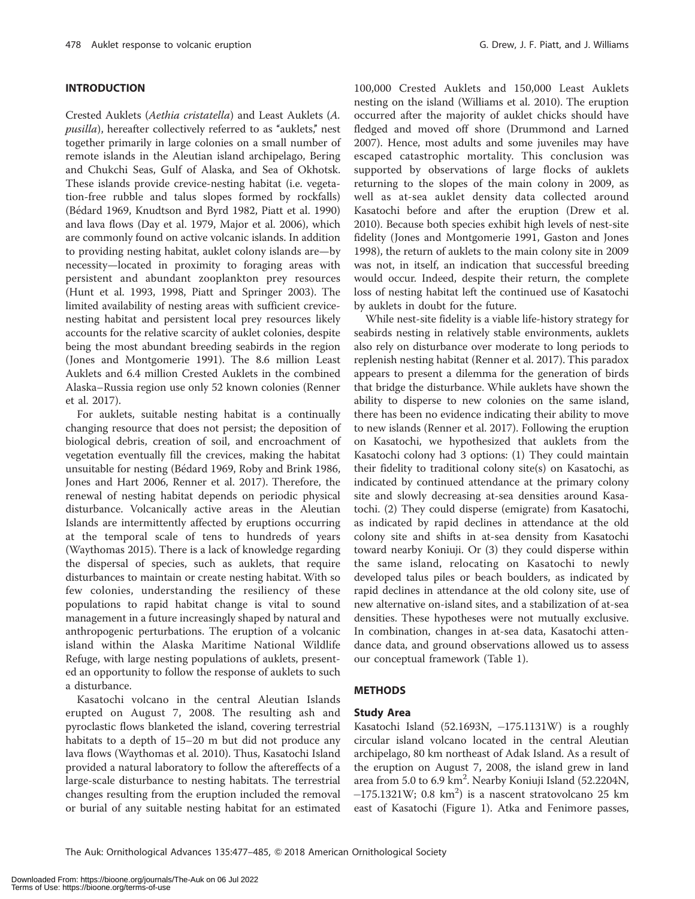## INTRODUCTION

Crested Auklets (*Aethia cristatella*) and Least Auklets (*A. pusilla*), hereafter collectively referred to as "auklets," nest together primarily in large colonies on a small number of remote islands in the Aleutian island archipelago, Bering and Chukchi Seas, Gulf of Alaska, and Sea of Okhotsk. These islands provide crevice-nesting habitat (i.e. vegetation-free rubble and talus slopes formed by rockfalls) (Bédard 1969, Knudtson and Byrd 1982, Piatt et al. 1990) and lava flows (Day et al. 1979, Major et al. 2006), which are commonly found on active volcanic islands. In addition to providing nesting habitat, auklet colony islands are—by necessity—located in proximity to foraging areas with persistent and abundant zooplankton prey resources (Hunt et al. 1993, 1998, Piatt and Springer 2003). The limited availability of nesting areas with sufficient crevice-nesting habitat and persistent local prey resources likely accounts for the relative scarcity of auklet colonies, despite being the most abundant breeding seabirds in the region (Jones and Montgomerie 1991). The 8.6 million Least Auklets and 6.4 million Crested Auklets in the combined Alaska–Russia region use only 52 known colonies (Renner et al. 2017).

For auklets, suitable nesting habitat is a continually changing resource that does not persist; the deposition of biological debris, creation of soil, and encroachment of vegetation eventually fill the crevices, making the habitat unsuitable for nesting (Bédard 1969, Roby and Brink 1986, Jones and Hart 2006, Renner et al. 2017). Therefore, the renewal of nesting habitat depends on periodic physical disturbance. Volcanically active areas in the Aleutian Islands are intermittently affected by eruptions occurring at the temporal scale of tens to hundreds of years (Waythomas 2015). There is a lack of knowledge regarding the dispersal of species, such as auklets, that require disturbances to maintain or create nesting habitat. With so few colonies, understanding the resiliency of these populations to rapid habitat change is vital to sound management in a future increasingly shaped by natural and anthropogenic perturbations. The eruption of a volcanic island within the Alaska Maritime National Wildlife Refuge, with large nesting populations of auklets, presented an opportunity to follow the response of auklets to such a disturbance.

Kasatochi volcano in the central Aleutian Islands erupted on August 7, 2008. The resulting ash and pyroclastic flows blanketed the island, covering terrestrial habitats to a depth of 15–20 m but did not produce any lava flows (Waythomas et al. 2010). Thus, Kasatochi Island provided a natural laboratory to follow the aftereffects of a large-scale disturbance to nesting habitats. The terrestrial changes resulting from the eruption included the removal or burial of any suitable nesting habitat for an estimated 100,000 Crested Auklets and 150,000 Least Auklets nesting on the island (Williams et al. 2010). The eruption occurred after the majority of auklet chicks should have fledged and moved off shore (Drummond and Larned 2007). Hence, most adults and some juveniles may have escaped catastrophic mortality. This conclusion was supported by observations of large flocks of auklets returning to the slopes of the main colony in 2009, as well as at-sea auklet density data collected around Kasatochi before and after the eruption (Drew et al. 2010). Because both species exhibit high levels of nest-site fidelity (Jones and Montgomerie 1991, Gaston and Jones 1998), the return of auklets to the main colony site in 2009 was not, in itself, an indication that successful breeding would occur. Indeed, despite their return, the complete loss of nesting habitat left the continued use of Kasatochi by auklets in doubt for the future.

While nest-site fidelity is a viable life-history strategy for seabirds nesting in relatively stable environments, auklets also rely on disturbance over moderate to long periods to replenish nesting habitat (Renner et al. 2017). This paradox appears to present a dilemma for the generation of birds that bridge the disturbance. While auklets have shown the ability to disperse to new colonies on the same island, there has been no evidence indicating their ability to move to new islands (Renner et al. 2017). Following the eruption on Kasatochi, we hypothesized that auklets from the Kasatochi colony had 3 options: (1) They could maintain their fidelity to traditional colony site(s) on Kasatochi, as indicated by continued attendance at the primary colony site and slowly decreasing at-sea densities around Kasatochi. (2) They could disperse (emigrate) from Kasatochi, as indicated by rapid declines in attendance at the old colony site and shifts in at-sea density from Kasatochi toward nearby Koniuji. Or (3) they could disperse within the same island, relocating on Kasatochi to newly developed talus piles or beach boulders, as indicated by rapid declines in attendance at the old colony site, use of new alternative on-island sites, and a stabilization of at-sea densities. These hypotheses were not mutually exclusive. In combination, changes in at-sea data, Kasatochi attendance data, and ground observations allowed us to assess our conceptual framework (Table 1).

## METHODS

### Study Area

Kasatochi Island (52.1693N, −175.1131W) is a roughly circular island volcano located in the central Aleutian archipelago, 80 km northeast of Adak Island. As a result of the eruption on August 7, 2008, the island grew in land area from 5.0 to 6.9 km$^2$. Nearby Koniuji Island (52.2204N, −175.1321W; 0.8 km$^2$) is a nascent stratovolcano 25 km east of Kasatochi (Figure 1). Atka and Fenimore passes,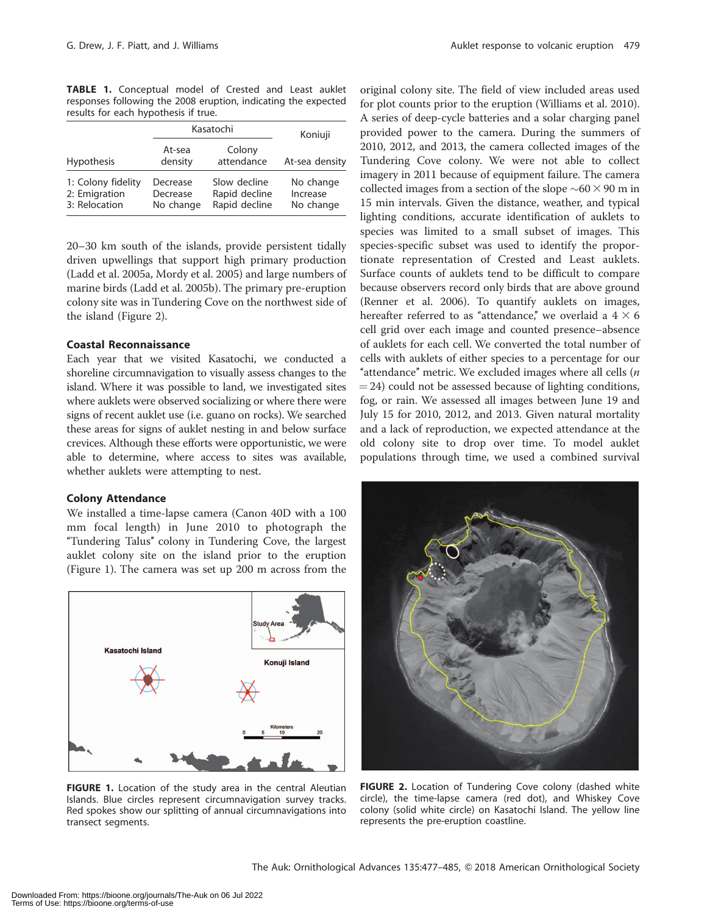**TABLE 1.** Conceptual model of Crested and Least auklet responses following the 2008 eruption, indicating the expected results for each hypothesis if true.

| | Kasatochi | | Koniuji |
|---|---|---|---|
| Hypothesis | At-sea density | Colony attendance | At-sea density |
| 1: Colony fidelity | Decrease | Slow decline | No change |
| 2: Emigration | Decrease | Rapid decline | Increase |
| 3: Relocation | No change | Rapid decline | No change |

20–30 km south of the islands, provide persistent tidally driven upwellings that support high primary production (Ladd et al. 2005a, Mordy et al. 2005) and large numbers of marine birds (Ladd et al. 2005b). The primary pre-eruption colony site was in Tundering Cove on the northwest side of the island (Figure 2).

### Coastal Reconnaissance

Each year that we visited Kasatochi, we conducted a shoreline circumnavigation to visually assess changes to the island. Where it was possible to land, we investigated sites where auklets were observed socializing or where there were signs of recent auklet use (i.e. guano on rocks). We searched these areas for signs of auklet nesting in and below surface crevices. Although these efforts were opportunistic, we were able to determine, where access to sites was available, whether auklets were attempting to nest.

### Colony Attendance

We installed a time-lapse camera (Canon 40D with a 100 mm focal length) in June 2010 to photograph the "Tundering Talus" colony in Tundering Cove, the largest auklet colony site on the island prior to the eruption (Figure 1). The camera was set up 200 m across from the original colony site. The field of view included areas used for plot counts prior to the eruption (Williams et al. 2010). A series of deep-cycle batteries and a solar charging panel provided power to the camera. During the summers of 2010, 2012, and 2013, the camera collected images of the Tundering Cove colony. We were not able to collect imagery in 2011 because of equipment failure. The camera collected images from a section of the slope ~$60 \times 90$ m in 15 min intervals. Given the distance, weather, and typical lighting conditions, accurate identification of auklets to species was limited to a small subset of images. This species-specific subset was used to identify the proportionate representation of Crested and Least auklets. Surface counts of auklets tend to be difficult to compare because observers record only birds that are above ground (Renner et al. 2006). To quantify auklets on images, hereafter referred to as "attendance," we overlaid a $4 \times 6$ cell grid over each image and counted presence–absence of auklets for each cell. We converted the total number of cells with auklets of either species to a percentage for our "attendance" metric. We excluded images where all cells ($n = 24$) could not be assessed because of lighting conditions, fog, or rain. We assessed all images between June 19 and July 15 for 2010, 2012, and 2013. Given natural mortality and a lack of reproduction, we expected attendance at the old colony site to drop over time. To model auklet populations through time, we used a combined survival

**FIGURE 1.** Location of the study area in the central Aleutian Islands. Blue circles represent circumnavigation survey tracks. Red spokes show our splitting of annual circumnavigations into transect segments.

**FIGURE 2.** Location of Tundering Cove colony (dashed white circle), the time-lapse camera (red dot), and Whiskey Cove colony (solid white circle) on Kasatochi Island. The yellow line represents the pre-eruption coastline.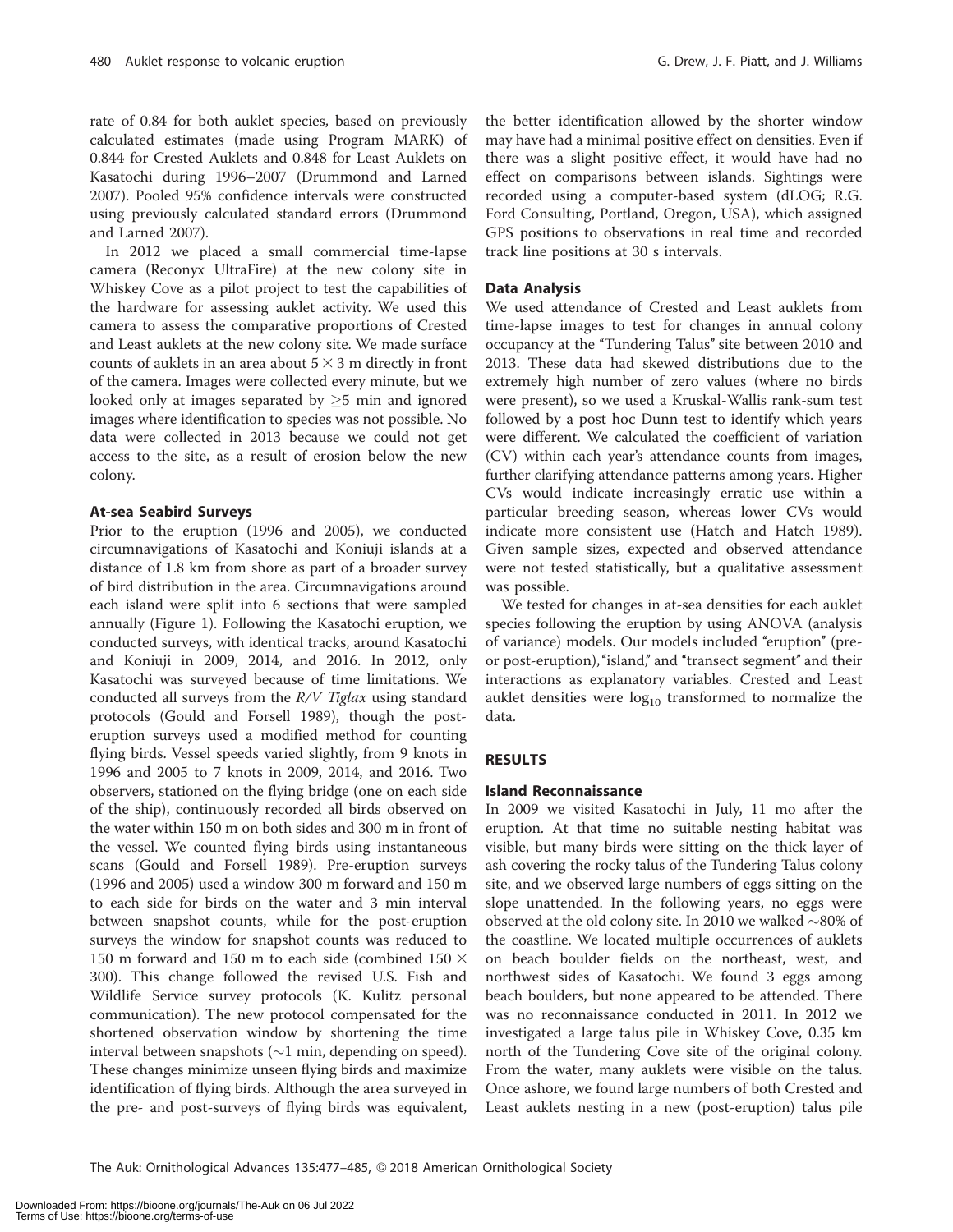rate of 0.84 for both auklet species, based on previously calculated estimates (made using Program MARK) of 0.844 for Crested Auklets and 0.848 for Least Auklets on Kasatochi during 1996–2007 (Drummond and Larned 2007). Pooled 95% confidence intervals were constructed using previously calculated standard errors (Drummond and Larned 2007).

In 2012 we placed a small commercial time-lapse camera (Reconyx UltraFire) at the new colony site in Whiskey Cove as a pilot project to test the capabilities of the hardware for assessing auklet activity. We used this camera to assess the comparative proportions of Crested and Least auklets at the new colony site. We made surface counts of auklets in an area about $5 \times 3$ m directly in front of the camera. Images were collected every minute, but we looked only at images separated by $\geq$5 min and ignored images where identification to species was not possible. No data were collected in 2013 because we could not get access to the site, as a result of erosion below the new colony.

### At-sea Seabird Surveys

Prior to the eruption (1996 and 2005), we conducted circumnavigations of Kasatochi and Koniuji islands at a distance of 1.8 km from shore as part of a broader survey of bird distribution in the area. Circumnavigations around each island were split into 6 sections that were sampled annually (Figure 1). Following the Kasatochi eruption, we conducted surveys, with identical tracks, around Kasatochi and Koniuji in 2009, 2014, and 2016. In 2012, only Kasatochi was surveyed because of time limitations. We conducted all surveys from the *R/V Tiglax* using standard protocols (Gould and Forsell 1989), though the post-eruption surveys used a modified method for counting flying birds. Vessel speeds varied slightly, from 9 knots in 1996 and 2005 to 7 knots in 2009, 2014, and 2016. Two observers, stationed on the flying bridge (one on each side of the ship), continuously recorded all birds observed on the water within 150 m on both sides and 300 m in front of the vessel. We counted flying birds using instantaneous scans (Gould and Forsell 1989). Pre-eruption surveys (1996 and 2005) used a window 300 m forward and 150 m to each side for birds on the water and 3 min interval between snapshot counts, while for the post-eruption surveys the window for snapshot counts was reduced to 150 m forward and 150 m to each side (combined $150 \times 300$). This change followed the revised U.S. Fish and Wildlife Service survey protocols (K. Kulitz personal communication). The new protocol compensated for the shortened observation window by shortening the time interval between snapshots ($\sim$1 min, depending on speed). These changes minimize unseen flying birds and maximize identification of flying birds. Although the area surveyed in the pre- and post-surveys of flying birds was equivalent, the better identification allowed by the shorter window may have had a minimal positive effect on densities. Even if there was a slight positive effect, it would have had no effect on comparisons between islands. Sightings were recorded using a computer-based system (dLOG; R.G. Ford Consulting, Portland, Oregon, USA), which assigned GPS positions to observations in real time and recorded track line positions at 30 s intervals.

### Data Analysis

We used attendance of Crested and Least auklets from time-lapse images to test for changes in annual colony occupancy at the "Tundering Talus" site between 2010 and 2013. These data had skewed distributions due to the extremely high number of zero values (where no birds were present), so we used a Kruskal-Wallis rank-sum test followed by a post hoc Dunn test to identify which years were different. We calculated the coefficient of variation (CV) within each year's attendance counts from images, further clarifying attendance patterns among years. Higher CVs would indicate increasingly erratic use within a particular breeding season, whereas lower CVs would indicate more consistent use (Hatch and Hatch 1989). Given sample sizes, expected and observed attendance were not tested statistically, but a qualitative assessment was possible.

We tested for changes in at-sea densities for each auklet species following the eruption by using ANOVA (analysis of variance) models. Our models included "eruption" (pre- or post-eruption), "island," and "transect segment" and their interactions as explanatory variables. Crested and Least auklet densities were $\log_{10}$ transformed to normalize the data.

## RESULTS

### Island Reconnaissance

In 2009 we visited Kasatochi in July, 11 mo after the eruption. At that time no suitable nesting habitat was visible, but many birds were sitting on the thick layer of ash covering the rocky talus of the Tundering Talus colony site, and we observed large numbers of eggs sitting on the slope unattended. In the following years, no eggs were observed at the old colony site. In 2010 we walked $\sim$80% of the coastline. We located multiple occurrences of auklets on beach boulder fields on the northeast, west, and northwest sides of Kasatochi. We found 3 eggs among beach boulders, but none appeared to be attended. There was no reconnaissance conducted in 2011. In 2012 we investigated a large talus pile in Whiskey Cove, 0.35 km north of the Tundering Cove site of the original colony. From the water, many auklets were visible on the talus. Once ashore, we found large numbers of both Crested and Least auklets nesting in a new (post-eruption) talus pile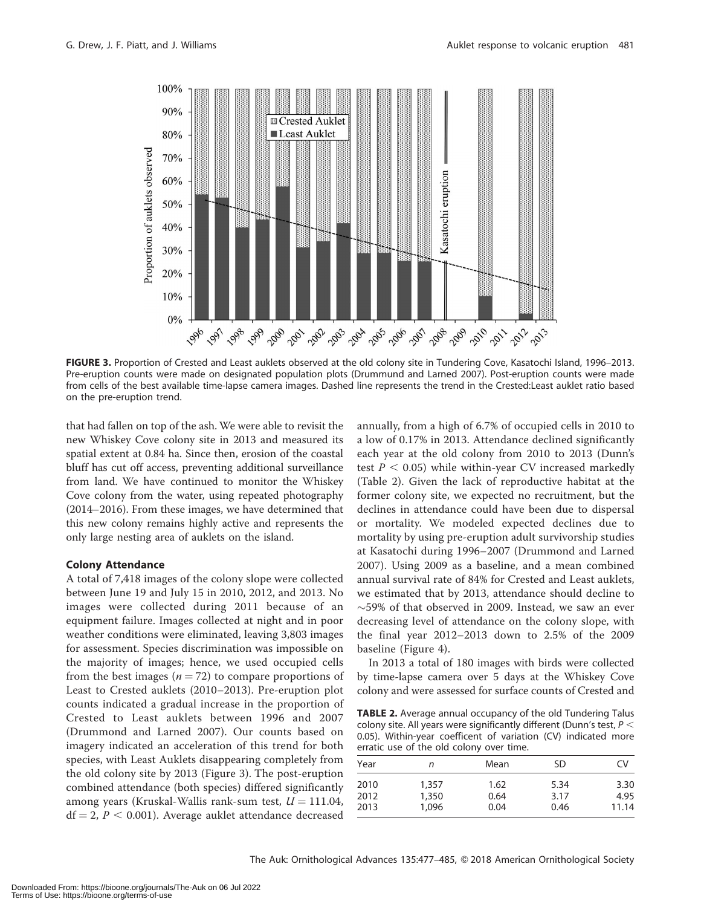**FIGURE 3.** Proportion of Crested and Least auklets observed at the old colony site in Tundering Cove, Kasatochi Island, 1996–2013. Pre-eruption counts were made on designated population plots (Drummund and Larned 2007). Post-eruption counts were made from cells of the best available time-lapse camera images. Dashed line represents the trend in the Crested:Least auklet ratio based on the pre-eruption trend.

that had fallen on top of the ash. We were able to revisit the new Whiskey Cove colony site in 2013 and measured its spatial extent at 0.84 ha. Since then, erosion of the coastal bluff has cut off access, preventing additional surveillance from land. We have continued to monitor the Whiskey Cove colony from the water, using repeated photography (2014–2016). From these images, we have determined that this new colony remains highly active and represents the only large nesting area of auklets on the island.

### Colony Attendance

A total of 7,418 images of the colony slope were collected between June 19 and July 15 in 2010, 2012, and 2013. No images were collected during 2011 because of an equipment failure. Images collected at night and in poor weather conditions were eliminated, leaving 3,803 images for assessment. Species discrimination was impossible on the majority of images; hence, we used occupied cells from the best images ($n = 72$) to compare proportions of Least to Crested auklets (2010–2013). Pre-eruption plot counts indicated a gradual increase in the proportion of Crested to Least auklets between 1996 and 2007 (Drummond and Larned 2007). Our counts based on imagery indicated an acceleration of this trend for both species, with Least Auklets disappearing completely from the old colony site by 2013 (Figure 3). The post-eruption combined attendance (both species) differed significantly among years (Kruskal-Wallis rank-sum test, $U = 111.04$, $\mathrm{df} = 2$, $P < 0.001$). Average auklet attendance decreased annually, from a high of 6.7% of occupied cells in 2010 to a low of 0.17% in 2013. Attendance declined significantly each year at the old colony from 2010 to 2013 (Dunn's test $P < 0.05$) while within-year CV increased markedly (Table 2). Given the lack of reproductive habitat at the former colony site, we expected no recruitment, but the declines in attendance could have been due to dispersal or mortality. We modeled expected declines due to mortality by using pre-eruption adult survivorship studies at Kasatochi during 1996–2007 (Drummond and Larned 2007). Using 2009 as a baseline, and a mean combined annual survival rate of 84% for Crested and Least auklets, we estimated that by 2013, attendance should decline to ~59% of that observed in 2009. Instead, we saw an ever decreasing level of attendance on the colony slope, with the final year 2012–2013 down to 2.5% of the 2009 baseline (Figure 4).

In 2013 a total of 180 images with birds were collected by time-lapse camera over 5 days at the Whiskey Cove colony and were assessed for surface counts of Crested and

**TABLE 2.** Average annual occupancy of the old Tundering Talus colony site. All years were significantly different (Dunn's test, $P < 0.05$). Within-year coefficent of variation (CV) indicated more erratic use of the old colony over time.

| Year | $n$ | Mean | SD | CV |
|---|---|---|---|---|
| 2010 | 1,357 | 1.62 | 5.34 | 3.30 |
| 2012 | 1,350 | 0.64 | 3.17 | 4.95 |
| 2013 | 1,096 | 0.04 | 0.46 | 11.14 |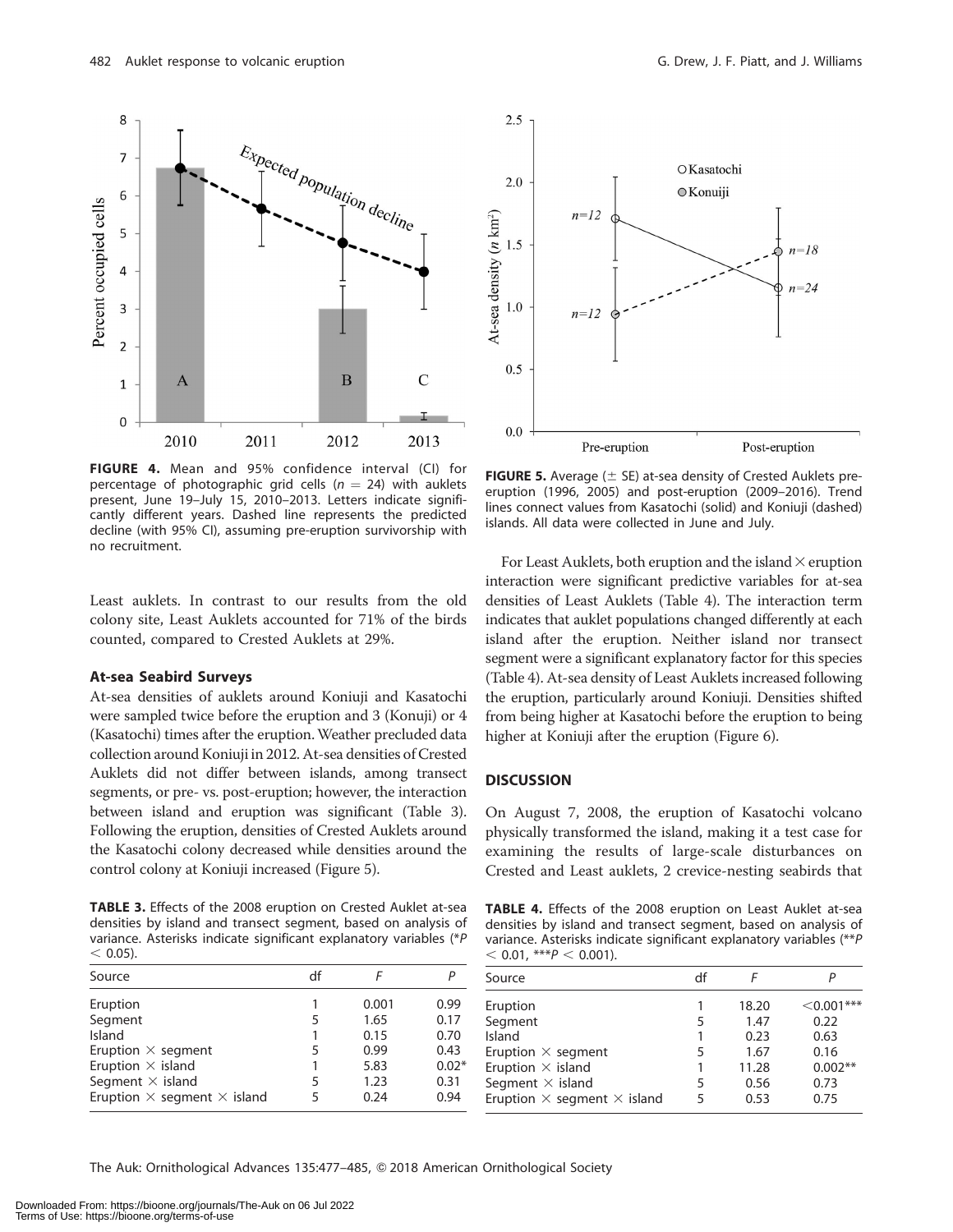**FIGURE 4.** Mean and 95% confidence interval (CI) for percentage of photographic grid cells ($n = 24$) with auklets present, June 19–July 15, 2010–2013. Letters indicate significantly different years. Dashed line represents the predicted decline (with 95% CI), assuming pre-eruption survivorship with no recruitment.

**FIGURE 5.** Average (± SE) at-sea density of Crested Auklets pre-eruption (1996, 2005) and post-eruption (2009–2016). Trend lines connect values from Kasatochi (solid) and Koniuji (dashed) islands. All data were collected in June and July.

Least auklets. In contrast to our results from the old colony site, Least Auklets accounted for 71% of the birds counted, compared to Crested Auklets at 29%.

### At-sea Seabird Surveys

At-sea densities of auklets around Koniuji and Kasatochi were sampled twice before the eruption and 3 (Konuji) or 4 (Kasatochi) times after the eruption. Weather precluded data collection around Koniuji in 2012. At-sea densities of Crested Auklets did not differ between islands, among transect segments, or pre- vs. post-eruption; however, the interaction between island and eruption was significant (Table 3). Following the eruption, densities of Crested Auklets around the Kasatochi colony decreased while densities around the control colony at Koniuji increased (Figure 5).

**TABLE 3.** Effects of the 2008 eruption on Crested Auklet at-sea densities by island and transect segment, based on analysis of variance. Asterisks indicate significant explanatory variables (*$P < 0.05$).

| Source | df | F | P |
|---|---|---|---|
| Eruption | 1 | 0.001 | 0.99 |
| Segment | 5 | 1.65 | 0.17 |
| Island | 1 | 0.15 | 0.70 |
| Eruption × segment | 5 | 0.99 | 0.43 |
| Eruption × island | 1 | 5.83 | 0.02* |
| Segment × island | 5 | 1.23 | 0.31 |
| Eruption × segment × island | 5 | 0.24 | 0.94 |

For Least Auklets, both eruption and the island × eruption interaction were significant predictive variables for at-sea densities of Least Auklets (Table 4). The interaction term indicates that auklet populations changed differently at each island after the eruption. Neither island nor transect segment were a significant explanatory factor for this species (Table 4). At-sea density of Least Auklets increased following the eruption, particularly around Koniuji. Densities shifted from being higher at Kasatochi before the eruption to being higher at Koniuji after the eruption (Figure 6).

## DISCUSSION

On August 7, 2008, the eruption of Kasatochi volcano physically transformed the island, making it a test case for examining the results of large-scale disturbances on Crested and Least auklets, 2 crevice-nesting seabirds that

**TABLE 4.** Effects of the 2008 eruption on Least Auklet at-sea densities by island and transect segment, based on analysis of variance. Asterisks indicate significant explanatory variables (**$P < 0.01$, ***$P < 0.001$).

| Source | df | F | P |
|---|---|---|---|
| Eruption | 1 | 18.20 | <0.001*** |
| Segment | 5 | 1.47 | 0.22 |
| Island | 1 | 0.23 | 0.63 |
| Eruption × segment | 5 | 1.67 | 0.16 |
| Eruption × island | 1 | 11.28 | 0.002** |
| Segment × island | 5 | 0.56 | 0.73 |
| Eruption × segment × island | 5 | 0.53 | 0.75 |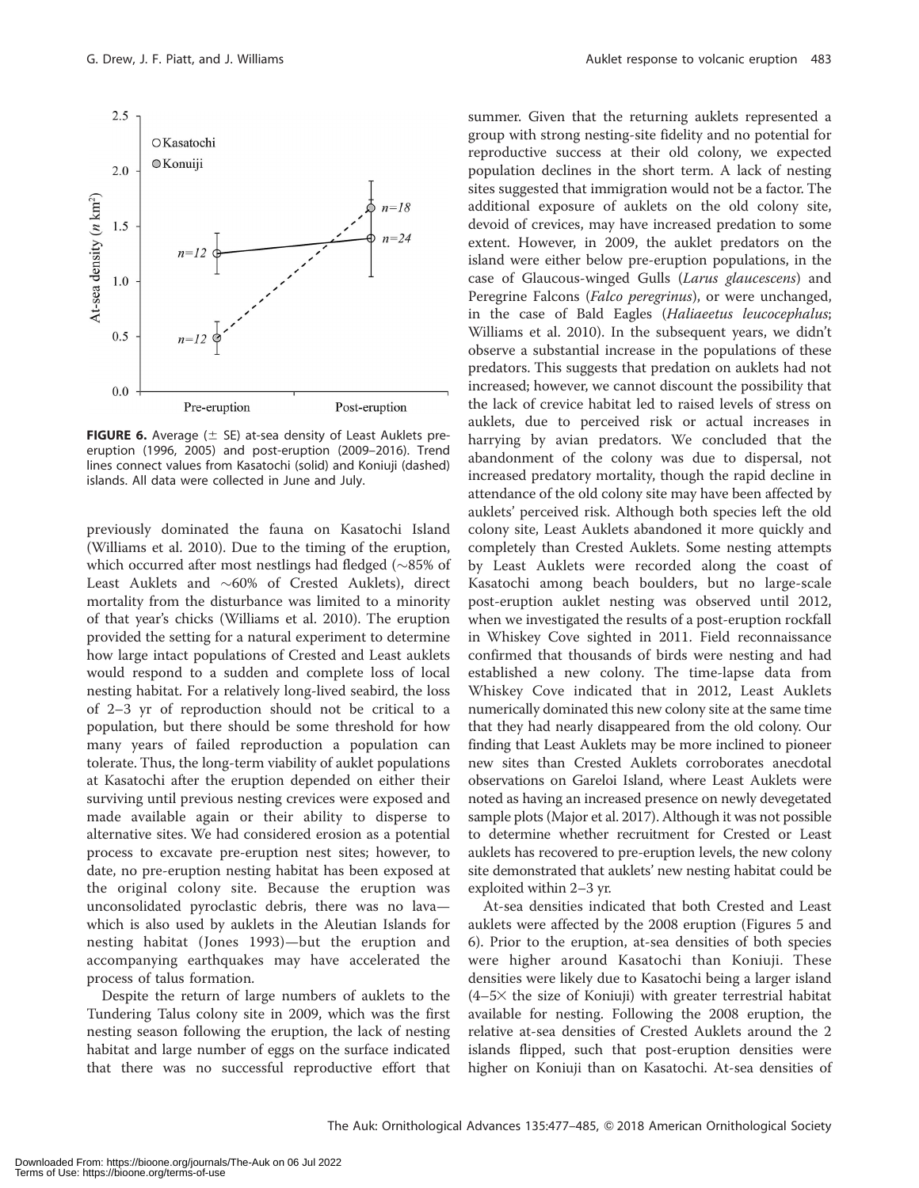**FIGURE 6.** Average ($\pm$ SE) at-sea density of Least Auklets pre-eruption (1996, 2005) and post-eruption (2009–2016). Trend lines connect values from Kasatochi (solid) and Koniuji (dashed) islands. All data were collected in June and July.

previously dominated the fauna on Kasatochi Island (Williams et al. 2010). Due to the timing of the eruption, which occurred after most nestlings had fledged (~85% of Least Auklets and ~60% of Crested Auklets), direct mortality from the disturbance was limited to a minority of that year's chicks (Williams et al. 2010). The eruption provided the setting for a natural experiment to determine how large intact populations of Crested and Least auklets would respond to a sudden and complete loss of local nesting habitat. For a relatively long-lived seabird, the loss of 2–3 yr of reproduction should not be critical to a population, but there should be some threshold for how many years of failed reproduction a population can tolerate. Thus, the long-term viability of auklet populations at Kasatochi after the eruption depended on either their surviving until previous nesting crevices were exposed and made available again or their ability to disperse to alternative sites. We had considered erosion as a potential process to excavate pre-eruption nest sites; however, to date, no pre-eruption nesting habitat has been exposed at the original colony site. Because the eruption was unconsolidated pyroclastic debris, there was no lava—which is also used by auklets in the Aleutian Islands for nesting habitat (Jones 1993)—but the eruption and accompanying earthquakes may have accelerated the process of talus formation.

Despite the return of large numbers of auklets to the Tundering Talus colony site in 2009, which was the first nesting season following the eruption, the lack of nesting habitat and large number of eggs on the surface indicated that there was no successful reproductive effort that summer. Given that the returning auklets represented a group with strong nesting-site fidelity and no potential for reproductive success at their old colony, we expected population declines in the short term. A lack of nesting sites suggested that immigration would not be a factor. The additional exposure of auklets on the old colony site, devoid of crevices, may have increased predation to some extent. However, in 2009, the auklet predators on the island were either below pre-eruption populations, in the case of Glaucous-winged Gulls (*Larus glaucescens*) and Peregrine Falcons (*Falco peregrinus*), or were unchanged, in the case of Bald Eagles (*Haliaeetus leucocephalus*; Williams et al. 2010). In the subsequent years, we didn't observe a substantial increase in the populations of these predators. This suggests that predation on auklets had not increased; however, we cannot discount the possibility that the lack of crevice habitat led to raised levels of stress on auklets, due to perceived risk or actual increases in harrying by avian predators. We concluded that the abandonment of the colony was due to dispersal, not increased predatory mortality, though the rapid decline in attendance of the old colony site may have been affected by auklets' perceived risk. Although both species left the old colony site, Least Auklets abandoned it more quickly and completely than Crested Auklets. Some nesting attempts by Least Auklets were recorded along the coast of Kasatochi among beach boulders, but no large-scale post-eruption auklet nesting was observed until 2012, when we investigated the results of a post-eruption rockfall in Whiskey Cove sighted in 2011. Field reconnaissance confirmed that thousands of birds were nesting and had established a new colony. The time-lapse data from Whiskey Cove indicated that in 2012, Least Auklets numerically dominated this new colony site at the same time that they had nearly disappeared from the old colony. Our finding that Least Auklets may be more inclined to pioneer new sites than Crested Auklets corroborates anecdotal observations on Gareloi Island, where Least Auklets were noted as having an increased presence on newly devegetated sample plots (Major et al. 2017). Although it was not possible to determine whether recruitment for Crested or Least auklets has recovered to pre-eruption levels, the new colony site demonstrated that auklets' new nesting habitat could be exploited within 2–3 yr.

At-sea densities indicated that both Crested and Least auklets were affected by the 2008 eruption (Figures 5 and 6). Prior to the eruption, at-sea densities of both species were higher around Kasatochi than Koniuji. These densities were likely due to Kasatochi being a larger island (4–5$\times$ the size of Koniuji) with greater terrestrial habitat available for nesting. Following the 2008 eruption, the relative at-sea densities of Crested Auklets around the 2 islands flipped, such that post-eruption densities were higher on Koniuji than on Kasatochi. At-sea densities of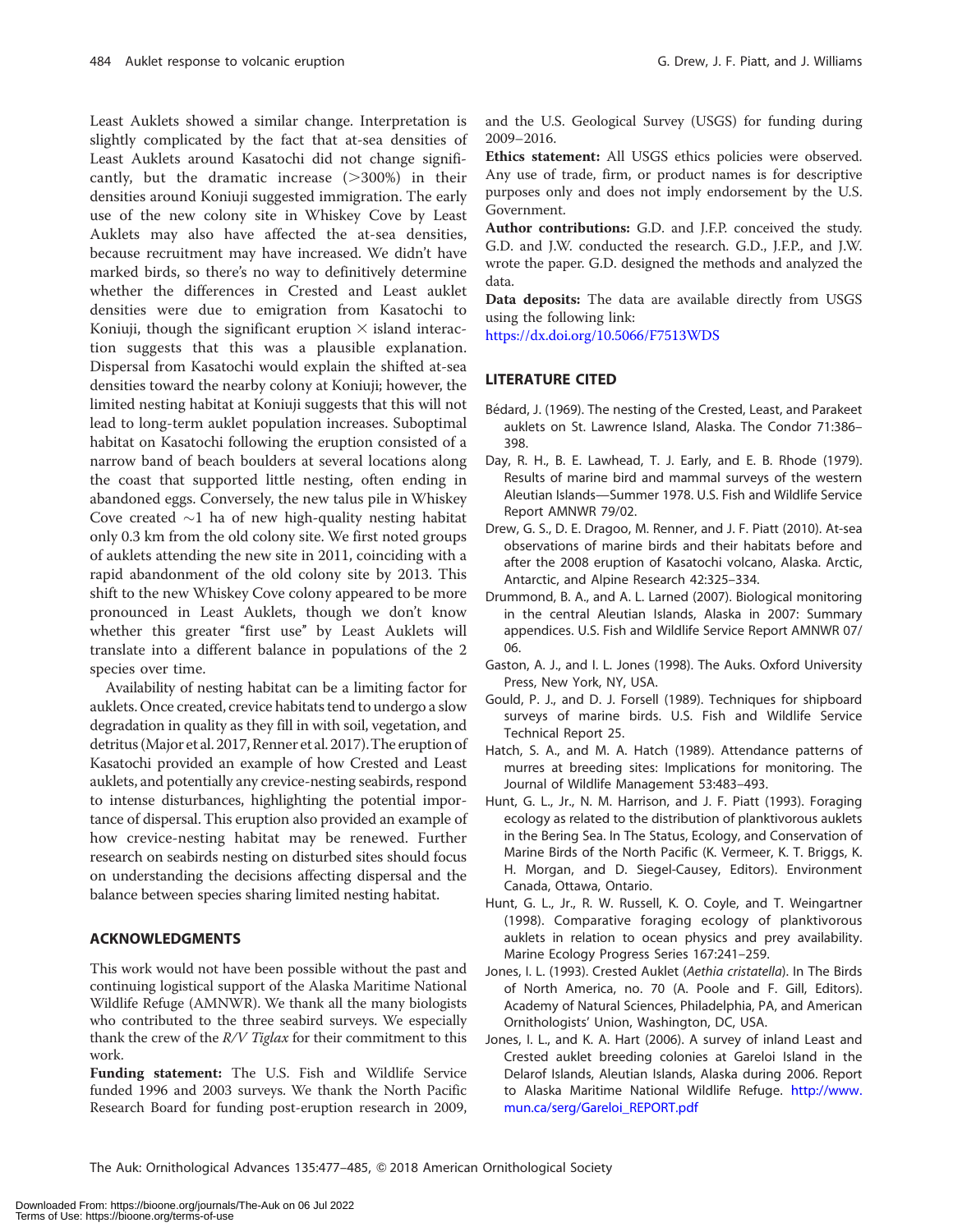Least Auklets showed a similar change. Interpretation is slightly complicated by the fact that at-sea densities of Least Auklets around Kasatochi did not change significantly, but the dramatic increase (>300%) in their densities around Koniuji suggested immigration. The early use of the new colony site in Whiskey Cove by Least Auklets may also have affected the at-sea densities, because recruitment may have increased. We didn't have marked birds, so there's no way to definitively determine whether the differences in Crested and Least auklet densities were due to emigration from Kasatochi to Koniuji, though the significant eruption × island interaction suggests that this was a plausible explanation. Dispersal from Kasatochi would explain the shifted at-sea densities toward the nearby colony at Koniuji; however, the limited nesting habitat at Koniuji suggests that this will not lead to long-term auklet population increases. Suboptimal habitat on Kasatochi following the eruption consisted of a narrow band of beach boulders at several locations along the coast that supported little nesting, often ending in abandoned eggs. Conversely, the new talus pile in Whiskey Cove created ~1 ha of new high-quality nesting habitat only 0.3 km from the old colony site. We first noted groups of auklets attending the new site in 2011, coinciding with a rapid abandonment of the old colony site by 2013. This shift to the new Whiskey Cove colony appeared to be more pronounced in Least Auklets, though we don't know whether this greater "first use" by Least Auklets will translate into a different balance in populations of the 2 species over time.

Availability of nesting habitat can be a limiting factor for auklets. Once created, crevice habitats tend to undergo a slow degradation in quality as they fill in with soil, vegetation, and detritus (Major et al. 2017, Renner et al. 2017). The eruption of Kasatochi provided an example of how Crested and Least auklets, and potentially any crevice-nesting seabirds, respond to intense disturbances, highlighting the potential importance of dispersal. This eruption also provided an example of how crevice-nesting habitat may be renewed. Further research on seabirds nesting on disturbed sites should focus on understanding the decisions affecting dispersal and the balance between species sharing limited nesting habitat.

## ACKNOWLEDGMENTS

This work would not have been possible without the past and continuing logistical support of the Alaska Maritime National Wildlife Refuge (AMNWR). We thank all the many biologists who contributed to the three seabird surveys. We especially thank the crew of the *R/V Tiglax* for their commitment to this work.

**Funding statement:** The U.S. Fish and Wildlife Service funded 1996 and 2003 surveys. We thank the North Pacific Research Board for funding post-eruption research in 2009, and the U.S. Geological Survey (USGS) for funding during 2009–2016.

**Ethics statement:** All USGS ethics policies were observed. Any use of trade, firm, or product names is for descriptive purposes only and does not imply endorsement by the U.S. Government.

**Author contributions:** G.D. and J.F.P. conceived the study. G.D. and J.W. conducted the research. G.D., J.F.P., and J.W. wrote the paper. G.D. designed the methods and analyzed the data.

**Data deposits:** The data are available directly from USGS using the following link:
https://dx.doi.org/10.5066/F7513WDS

## LITERATURE CITED

- Bédard, J. (1969). The nesting of the Crested, Least, and Parakeet auklets on St. Lawrence Island, Alaska. The Condor 71:386–398.
- Day, R. H., B. E. Lawhead, T. J. Early, and E. B. Rhode (1979). Results of marine bird and mammal surveys of the western Aleutian Islands—Summer 1978. U.S. Fish and Wildlife Service Report AMNWR 79/02.
- Drew, G. S., D. E. Dragoo, M. Renner, and J. F. Piatt (2010). At-sea observations of marine birds and their habitats before and after the 2008 eruption of Kasatochi volcano, Alaska. Arctic, Antarctic, and Alpine Research 42:325–334.
- Drummond, B. A., and A. L. Larned (2007). Biological monitoring in the central Aleutian Islands, Alaska in 2007: Summary appendices. U.S. Fish and Wildlife Service Report AMNWR 07/06.
- Gaston, A. J., and I. L. Jones (1998). The Auks. Oxford University Press, New York, NY, USA.
- Gould, P. J., and D. J. Forsell (1989). Techniques for shipboard surveys of marine birds. U.S. Fish and Wildlife Service Technical Report 25.
- Hatch, S. A., and M. A. Hatch (1989). Attendance patterns of murres at breeding sites: Implications for monitoring. The Journal of Wildlife Management 53:483–493.
- Hunt, G. L., Jr., N. M. Harrison, and J. F. Piatt (1993). Foraging ecology as related to the distribution of planktivorous auklets in the Bering Sea. In The Status, Ecology, and Conservation of Marine Birds of the North Pacific (K. Vermeer, K. T. Briggs, K. H. Morgan, and D. Siegel-Causey, Editors). Environment Canada, Ottawa, Ontario.
- Hunt, G. L., Jr., R. W. Russell, K. O. Coyle, and T. Weingartner (1998). Comparative foraging ecology of planktivorous auklets in relation to ocean physics and prey availability. Marine Ecology Progress Series 167:241–259.
- Jones, I. L. (1993). Crested Auklet (*Aethia cristatella*). In The Birds of North America, no. 70 (A. Poole and F. Gill, Editors). Academy of Natural Sciences, Philadelphia, PA, and American Ornithologists' Union, Washington, DC, USA.
- Jones, I. L., and K. A. Hart (2006). A survey of inland Least and Crested auklet breeding colonies at Gareloi Island in the Delarof Islands, Aleutian Islands, Alaska during 2006. Report to Alaska Maritime National Wildlife Refuge. http://www.mun.ca/serg/Gareloi_REPORT.pdf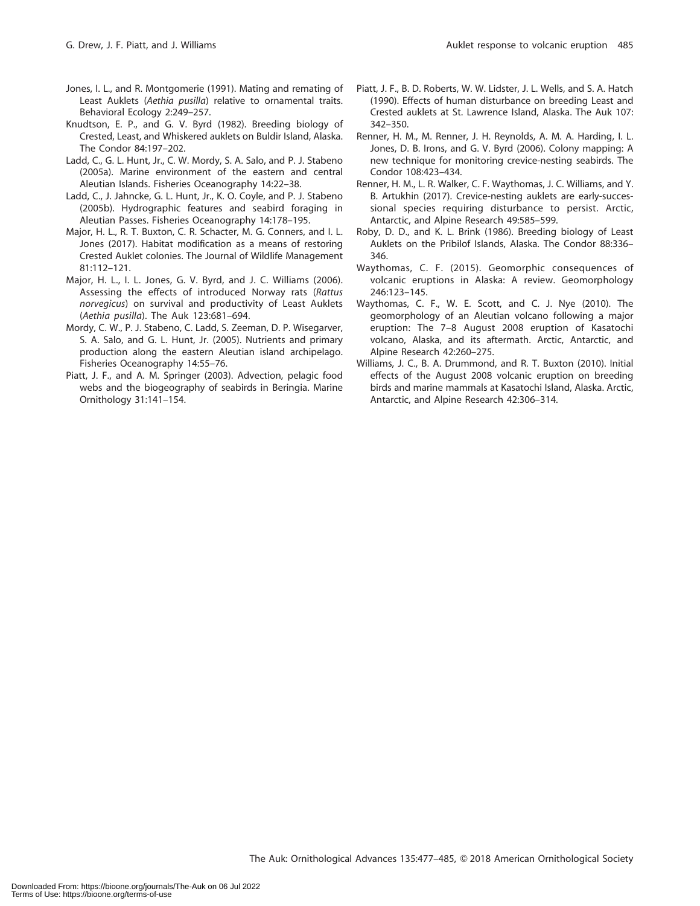Jones, I. L., and R. Montgomerie (1991). Mating and remating of Least Auklets (*Aethia pusilla*) relative to ornamental traits. Behavioral Ecology 2:249–257.

Knudtson, E. P., and G. V. Byrd (1982). Breeding biology of Crested, Least, and Whiskered auklets on Buldir Island, Alaska. The Condor 84:197–202.

Ladd, C., G. L. Hunt, Jr., C. W. Mordy, S. A. Salo, and P. J. Stabeno (2005a). Marine environment of the eastern and central Aleutian Islands. Fisheries Oceanography 14:22–38.

Ladd, C., J. Jahncke, G. L. Hunt, Jr., K. O. Coyle, and P. J. Stabeno (2005b). Hydrographic features and seabird foraging in Aleutian Passes. Fisheries Oceanography 14:178–195.

Major, H. L., R. T. Buxton, C. R. Schacter, M. G. Conners, and I. L. Jones (2017). Habitat modification as a means of restoring Crested Auklet colonies. The Journal of Wildlife Management 81:112–121.

Major, H. L., I. L. Jones, G. V. Byrd, and J. C. Williams (2006). Assessing the effects of introduced Norway rats (*Rattus norvegicus*) on survival and productivity of Least Auklets (*Aethia pusilla*). The Auk 123:681–694.

Mordy, C. W., P. J. Stabeno, C. Ladd, S. Zeeman, D. P. Wisegarver, S. A. Salo, and G. L. Hunt, Jr. (2005). Nutrients and primary production along the eastern Aleutian island archipelago. Fisheries Oceanography 14:55–76.

Piatt, J. F., and A. M. Springer (2003). Advection, pelagic food webs and the biogeography of seabirds in Beringia. Marine Ornithology 31:141–154.

Piatt, J. F., B. D. Roberts, W. W. Lidster, J. L. Wells, and S. A. Hatch (1990). Effects of human disturbance on breeding Least and Crested auklets at St. Lawrence Island, Alaska. The Auk 107: 342–350.

Renner, H. M., M. Renner, J. H. Reynolds, A. M. A. Harding, I. L. Jones, D. B. Irons, and G. V. Byrd (2006). Colony mapping: A new technique for monitoring crevice-nesting seabirds. The Condor 108:423–434.

Renner, H. M., L. R. Walker, C. F. Waythomas, J. C. Williams, and Y. B. Artukhin (2017). Crevice-nesting auklets are early-successional species requiring disturbance to persist. Arctic, Antarctic, and Alpine Research 49:585–599.

Roby, D. D., and K. L. Brink (1986). Breeding biology of Least Auklets on the Pribilof Islands, Alaska. The Condor 88:336–346.

Waythomas, C. F. (2015). Geomorphic consequences of volcanic eruptions in Alaska: A review. Geomorphology 246:123–145.

Waythomas, C. F., W. E. Scott, and C. J. Nye (2010). The geomorphology of an Aleutian volcano following a major eruption: The 7–8 August 2008 eruption of Kasatochi volcano, Alaska, and its aftermath. Arctic, Antarctic, and Alpine Research 42:260–275.

Williams, J. C., B. A. Drummond, and R. T. Buxton (2010). Initial effects of the August 2008 volcanic eruption on breeding birds and marine mammals at Kasatochi Island, Alaska. Arctic, Antarctic, and Alpine Research 42:306–314.